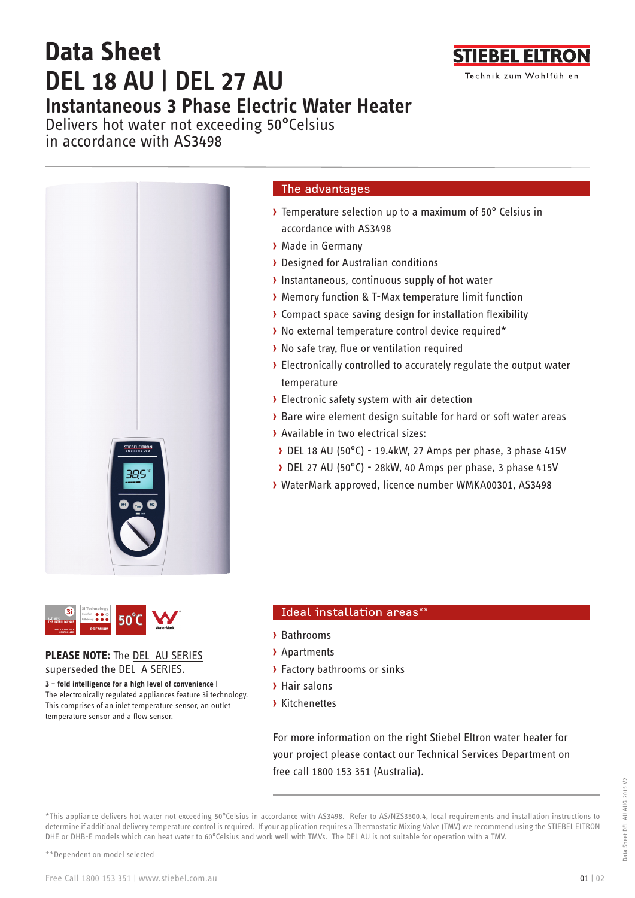# Data Sheet
# DEL 18 AU | DEL 27 AU
## Instantaneous 3 Phase Electric Water Heater

Delivers hot water not exceeding 50°Celsius in accordance with AS3498

STIEBEL ELTRON
Technik zum Wohlfühlen

### The advantages

- Temperature selection up to a maximum of 50° Celsius in accordance with AS3498
- Made in Germany
- Designed for Australian conditions
- Instantaneous, continuous supply of hot water
- Memory function & T-Max temperature limit function
- Compact space saving design for installation flexibility
- No external temperature control device required*
- No safe tray, flue or ventilation required
- Electronically controlled to accurately regulate the output water temperature
- Electronic safety system with air detection
- Bare wire element design suitable for hard or soft water areas
- Available in two electrical sizes:
  - DEL 18 AU (50°C) - 19.4kW, 27 Amps per phase, 3 phase 415V
  - DEL 27 AU (50°C) - 28kW, 40 Amps per phase, 3 phase 415V
- WaterMark approved, licence number WMKA00301, AS3498

**PLEASE NOTE:** The DEL AU SERIES superseded the DEL A SERIES.

**3 – fold intelligence for a high level of convenience |**
The electronically regulated appliances feature 3i technology. This comprises of an inlet temperature sensor, an outlet temperature sensor and a flow sensor.

### Ideal installation areas**

- Bathrooms
- Apartments
- Factory bathrooms or sinks
- Hair salons
- Kitchenettes

For more information on the right Stiebel Eltron water heater for your project please contact our Technical Services Department on free call 1800 153 351 (Australia).

*This appliance delivers hot water not exceeding 50°Celsius in accordance with AS3498. Refer to AS/NZS3500.4, local requirements and installation instructions to determine if additional delivery temperature control is required. If your application requires a Thermostatic Mixing Valve (TMV) we recommend using the STIEBEL ELTRON DHE or DHB-E models which can heat water to 60°Celsius and work well with TMVs. The DEL AU is not suitable for operation with a TMV.

**Dependent on model selected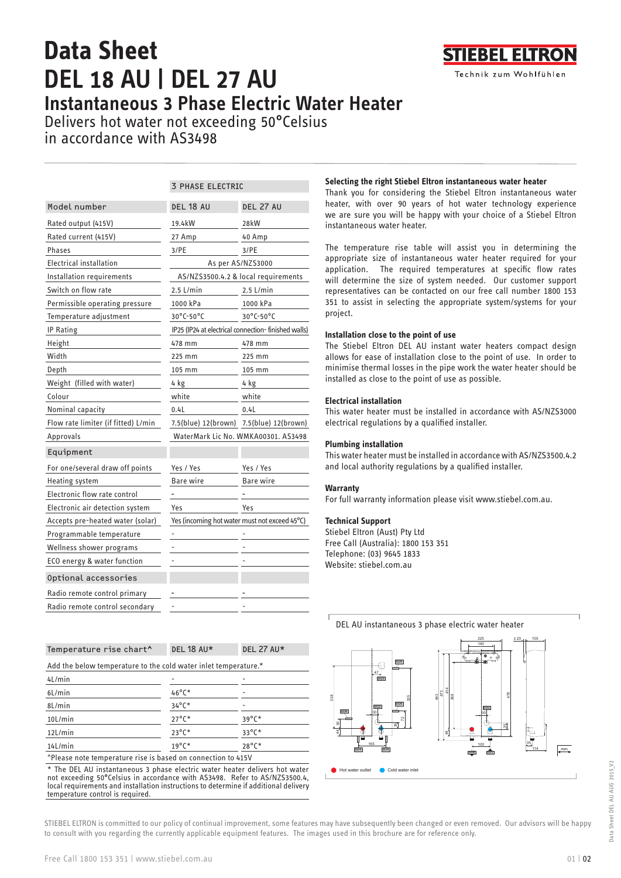// Data Sheet
# Data Sheet
# DEL 18 AU | DEL 27 AU
## Instantaneous 3 Phase Electric Water Heater
Delivers hot water not exceeding 50°Celsius in accordance with AS3498

STIEBEL ELTRON
Technik zum Wohlfühlen

| | 3 PHASE ELECTRIC | |
|---|---|---|
| Model number | DEL 18 AU | DEL 27 AU |
| Rated output (415V) | 19.4kW | 28kW |
| Rated current (415V) | 27 Amp | 40 Amp |
| Phases | 3/PE | 3/PE |
| Electrical installation | As per AS/NZS3000 | |
| Installation requirements | AS/NZS3500.4.2 & local requirements | |
| Switch on flow rate | 2.5 L/min | 2.5 L/min |
| Permissible operating pressure | 1000 kPa | 1000 kPa |
| Temperature adjustment | 30°C-50°C | 30°C-50°C |
| IP Rating | IP25 (IP24 at electrical connection- finished walls) | |
| Height | 478 mm | 478 mm |
| Width | 225 mm | 225 mm |
| Depth | 105 mm | 105 mm |
| Weight (filled with water) | 4 kg | 4 kg |
| Colour | white | white |
| Nominal capacity | 0.4L | 0.4L |
| Flow rate limiter (if fitted) L/min | 7.5(blue) 12(brown) | 7.5(blue) 12(brown) |
| Approvals | WaterMark Lic No. WMKA00301. AS3498 | |
| **Equipment** | | |
| For one/several draw off points | Yes / Yes | Yes / Yes |
| Heating system | Bare wire | Bare wire |
| Electronic flow rate control | - | - |
| Electronic air detection system | Yes | Yes |
| Accepts pre-heated water (solar) | Yes (incoming hot water must not exceed 45°C) | |
| Programmable temperature | - | - |
| Wellness shower programs | - | - |
| ECO energy & water function | - | - |
| **Optional accessories** | | |
| Radio remote control primary | - | - |
| Radio remote control secondary | - | - |

| Temperature rise chart^ | DEL 18 AU* | DEL 27 AU* |
|---|---|---|
| Add the below temperature to the cold water inlet temperature.* | | |
| 4L/min | - | - |
| 6L/min | 46°C* | - |
| 8L/min | 34°C* | - |
| 10L/min | 27°C* | 39°C* |
| 12L/min | 23°C* | 33°C* |
| 14L/min | 19°C* | 28°C* |

^Please note temperature rise is based on connection to 415V

* The DEL AU instantaneous 3 phase electric water heater delivers hot water not exceeding 50°Celsius in accordance with AS3498. Refer to AS/NZS3500.4, local requirements and installation instructions to determine if additional delivery temperature control is required.

### Selecting the right Stiebel Eltron instantaneous water heater
Thank you for considering the Stiebel Eltron instantaneous water heater, with over 90 years of hot water technology experience we are sure you will be happy with your choice of a Stiebel Eltron instantaneous water heater.

The temperature rise table will assist you in determining the appropriate size of instantaneous water heater required for your application. The required temperatures at specific flow rates will determine the size of system needed. Our customer support representatives can be contacted on our free call number 1800 153 351 to assist in selecting the appropriate system/systems for your project.

### Installation close to the point of use
The Stiebel Eltron DEL AU instant water heaters compact design allows for ease of installation close to the point of use. In order to minimise thermal losses in the pipe work the water heater should be installed as close to the point of use as possible.

### Electrical installation
This water heater must be installed in accordance with AS/NZS3000 electrical regulations by a qualified installer.

### Plumbing installation
This water heater must be installed in accordance with AS/NZS3500.4.2 and local authority regulations by a qualified installer.

### Warranty
For full warranty information please visit www.stiebel.com.au.

### Technical Support
Stiebel Eltron (Aust) Pty Ltd
Free Call (Australia): 1800 153 351
Telephone: (03) 9645 1833
Website: stiebel.com.au

DEL AU instantaneous 3 phase electric water heater

225
140
≤ 20
105
478
338
325
493
473
414
368
165
100
114
mm

Hot water outlet
Cold water inlet

STIEBEL ELTRON is committed to our policy of continual improvement, some features may have subsequently been changed or even removed. Our advisors will be happy to consult with you regarding the currently applicable equipment features. The images used in this brochure are for reference only.